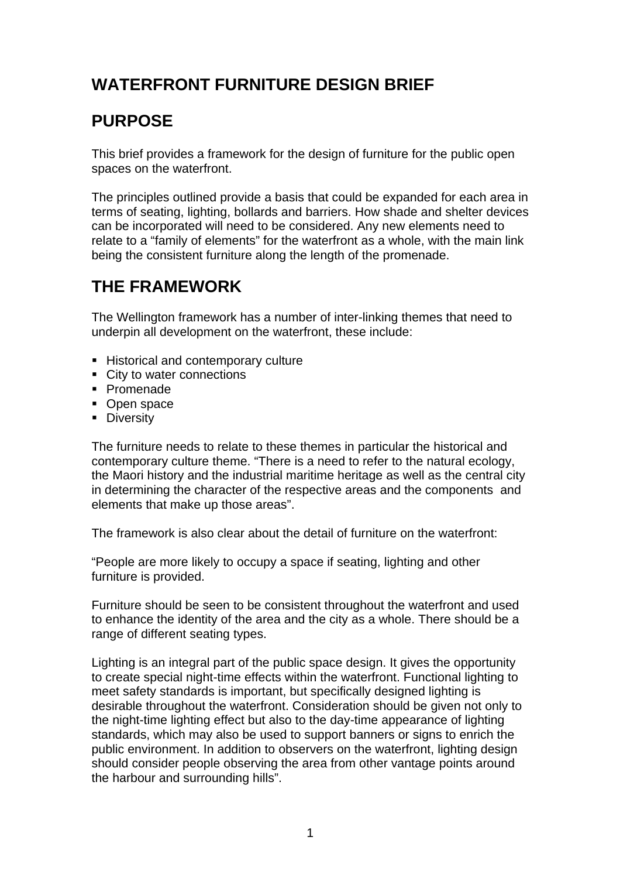# WATERFRONT FURNITURE DESIGN BRIEF

## PURPOSE

This brief provides a framework for the design of furniture for the public open spaces on the waterfront.

The principles outlined provide a basis that could be expanded for each area in terms of seating, lighting, bollards and barriers. How shade and shelter devices can be incorporated will need to be considered. Any new elements need to relate to a "family of elements" for the waterfront as a whole, with the main link being the consistent furniture along the length of the promenade.

## THE FRAMEWORK

The Wellington framework has a number of inter-linking themes that need to underpin all development on the waterfront, these include:

- Historical and contemporary culture
- City to water connections
- Promenade
- Open space
- Diversity

The furniture needs to relate to these themes in particular the historical and contemporary culture theme. "There is a need to refer to the natural ecology, the Maori history and the industrial maritime heritage as well as the central city in determining the character of the respective areas and the components and elements that make up those areas".

The framework is also clear about the detail of furniture on the waterfront:

"People are more likely to occupy a space if seating, lighting and other furniture is provided.

Furniture should be seen to be consistent throughout the waterfront and used to enhance the identity of the area and the city as a whole. There should be a range of different seating types.

Lighting is an integral part of the public space design. It gives the opportunity to create special night-time effects within the waterfront. Functional lighting to meet safety standards is important, but specifically designed lighting is desirable throughout the waterfront. Consideration should be given not only to the night-time lighting effect but also to the day-time appearance of lighting standards, which may also be used to support banners or signs to enrich the public environment. In addition to observers on the waterfront, lighting design should consider people observing the area from other vantage points around the harbour and surrounding hills".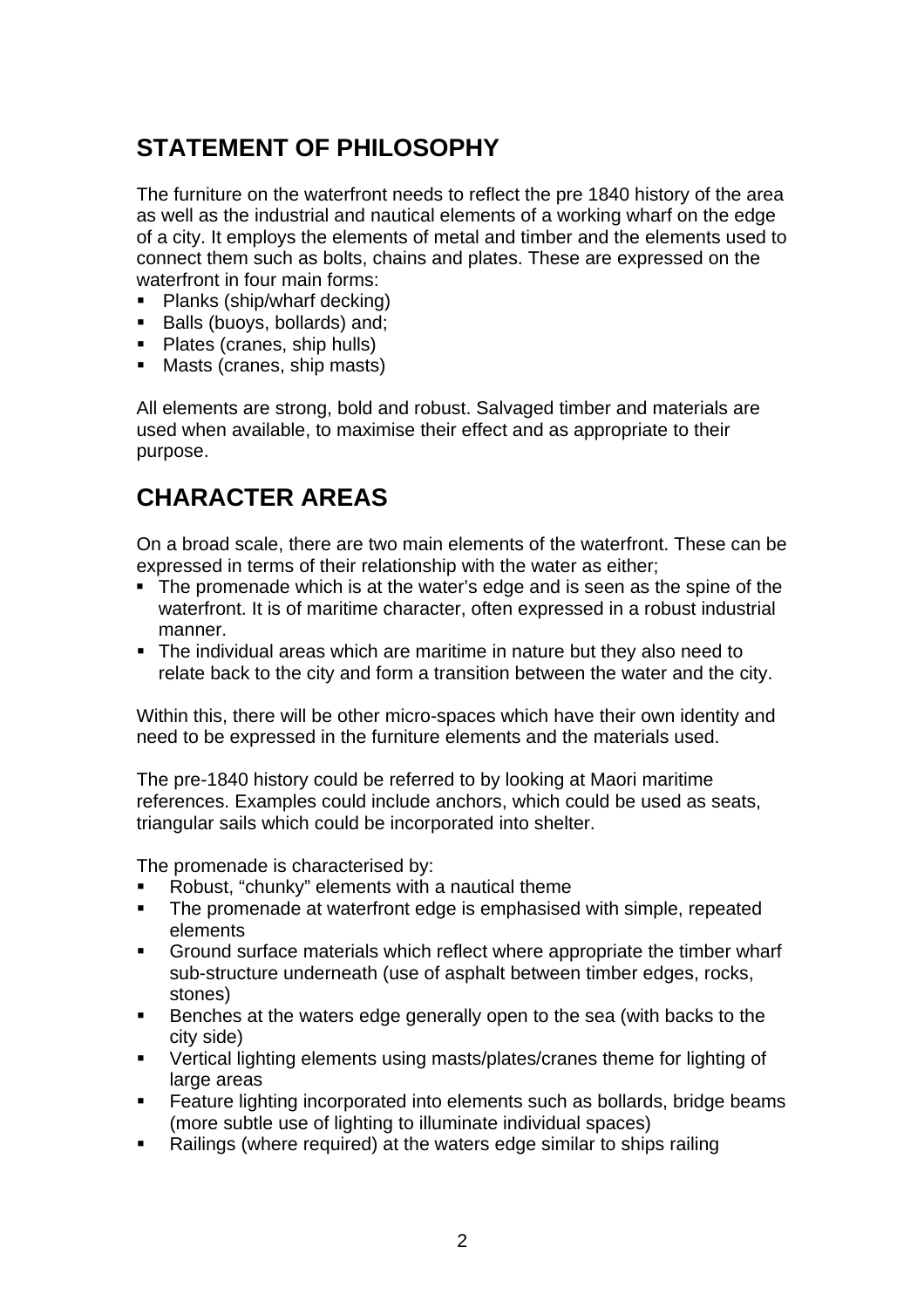## STATEMENT OF PHILOSOPHY

The furniture on the waterfront needs to reflect the pre 1840 history of the area as well as the industrial and nautical elements of a working wharf on the edge of a city. It employs the elements of metal and timber and the elements used to connect them such as bolts, chains and plates. These are expressed on the waterfront in four main forms:

- Planks (ship/wharf decking)
- Balls (buoys, bollards) and;
- Plates (cranes, ship hulls)
- Masts (cranes, ship masts)

All elements are strong, bold and robust. Salvaged timber and materials are used when available, to maximise their effect and as appropriate to their purpose.

## CHARACTER AREAS

On a broad scale, there are two main elements of the waterfront. These can be expressed in terms of their relationship with the water as either;

- The promenade which is at the water's edge and is seen as the spine of the waterfront. It is of maritime character, often expressed in a robust industrial manner.
- The individual areas which are maritime in nature but they also need to relate back to the city and form a transition between the water and the city.

Within this, there will be other micro-spaces which have their own identity and need to be expressed in the furniture elements and the materials used.

The pre-1840 history could be referred to by looking at Maori maritime references. Examples could include anchors, which could be used as seats, triangular sails which could be incorporated into shelter.

The promenade is characterised by:

- Robust, "chunky" elements with a nautical theme
- The promenade at waterfront edge is emphasised with simple, repeated elements
- Ground surface materials which reflect where appropriate the timber wharf sub-structure underneath (use of asphalt between timber edges, rocks, stones)
- Benches at the waters edge generally open to the sea (with backs to the city side)
- Vertical lighting elements using masts/plates/cranes theme for lighting of large areas
- Feature lighting incorporated into elements such as bollards, bridge beams (more subtle use of lighting to illuminate individual spaces)
- Railings (where required) at the waters edge similar to ships railing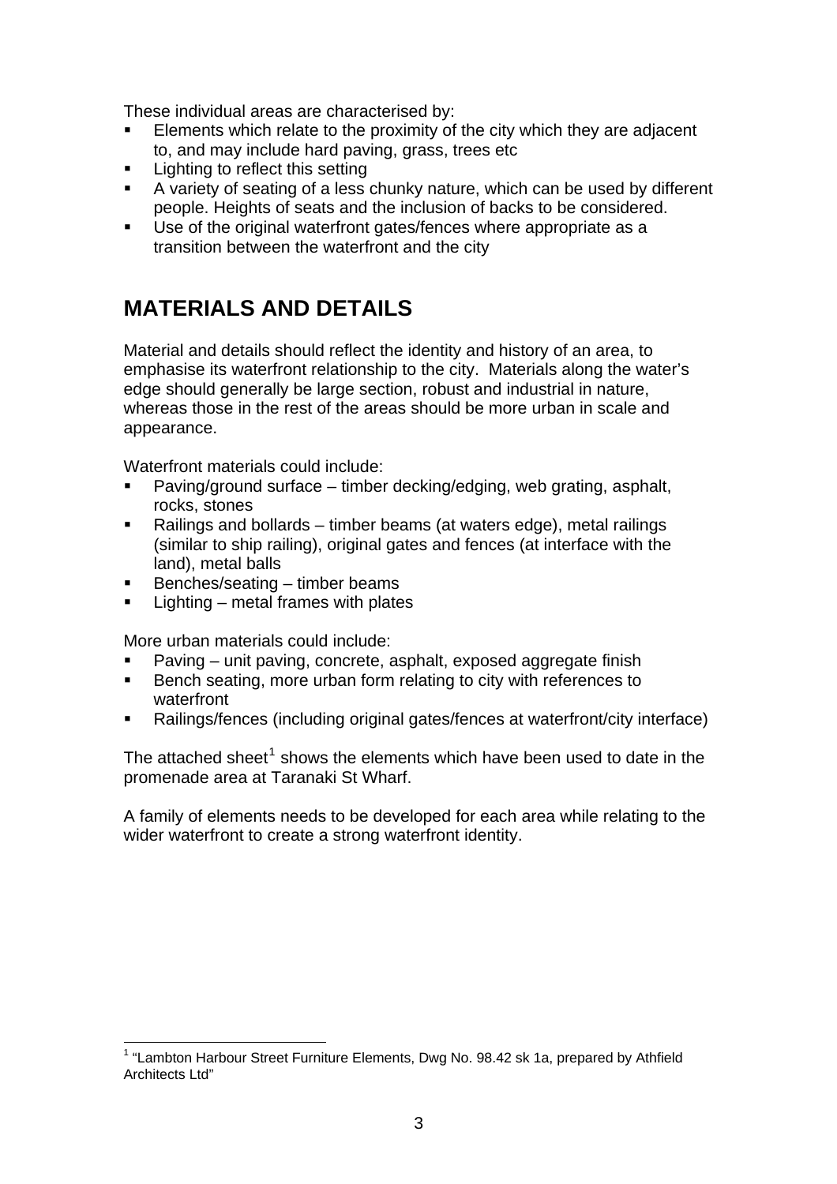These individual areas are characterised by:

- Elements which relate to the proximity of the city which they are adjacent to, and may include hard paving, grass, trees etc
- Lighting to reflect this setting
- A variety of seating of a less chunky nature, which can be used by different people. Heights of seats and the inclusion of backs to be considered.
- Use of the original waterfront gates/fences where appropriate as a transition between the waterfront and the city

## MATERIALS AND DETAILS

Material and details should reflect the identity and history of an area, to emphasise its waterfront relationship to the city. Materials along the water's edge should generally be large section, robust and industrial in nature, whereas those in the rest of the areas should be more urban in scale and appearance.

Waterfront materials could include:

- Paving/ground surface – timber decking/edging, web grating, asphalt, rocks, stones
- Railings and bollards – timber beams (at waters edge), metal railings (similar to ship railing), original gates and fences (at interface with the land), metal balls
- Benches/seating – timber beams
- Lighting – metal frames with plates

More urban materials could include:

- Paving – unit paving, concrete, asphalt, exposed aggregate finish
- Bench seating, more urban form relating to city with references to waterfront
- Railings/fences (including original gates/fences at waterfront/city interface)

The attached sheet[1] shows the elements which have been used to date in the promenade area at Taranaki St Wharf.

A family of elements needs to be developed for each area while relating to the wider waterfront to create a strong waterfront identity.

[1] "Lambton Harbour Street Furniture Elements, Dwg No. 98.42 sk 1a, prepared by Athfield Architects Ltd"